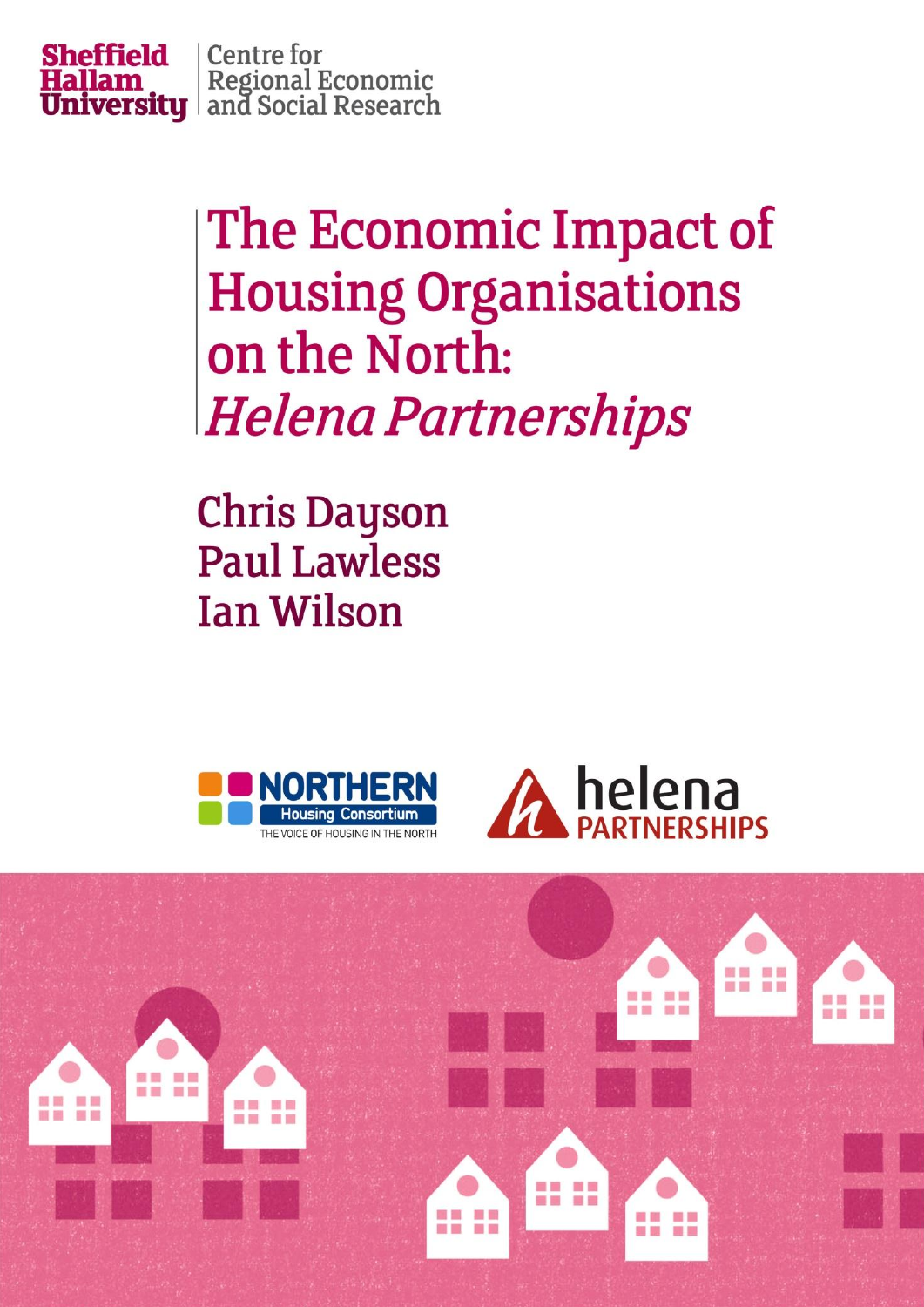Sheffield Hallam University | Centre for Regional Economic and Social Research

# The Economic Impact of Housing Organisations on the North: *Helena Partnerships*

Chris Dayson
Paul Lawless
Ian Wilson

NORTHERN Housing Consortium
THE VOICE OF HOUSING IN THE NORTH

helena PARTNERSHIPS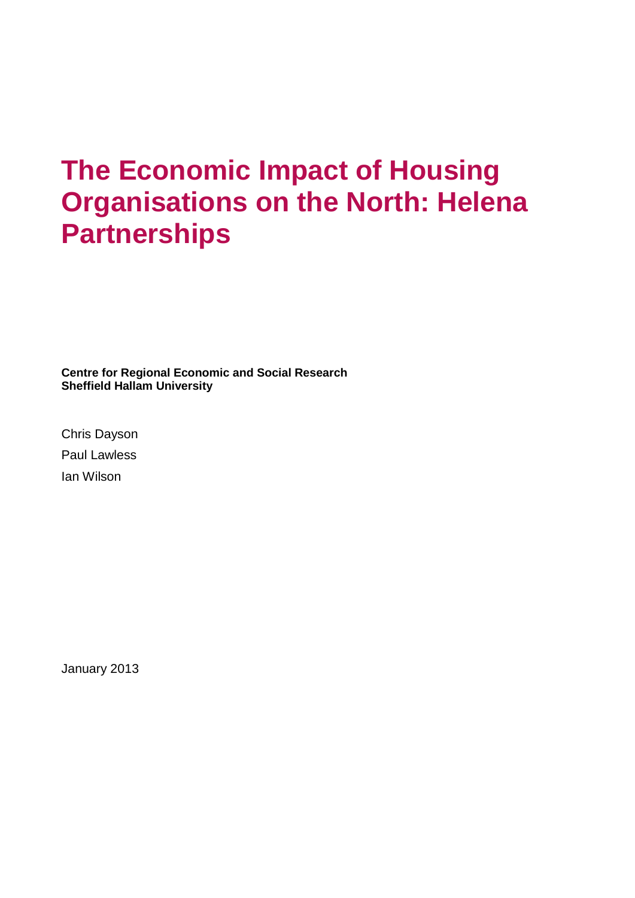# The Economic Impact of Housing Organisations on the North: Helena Partnerships

**Centre for Regional Economic and Social Research**
**Sheffield Hallam University**

Chris Dayson

Paul Lawless

Ian Wilson

January 2013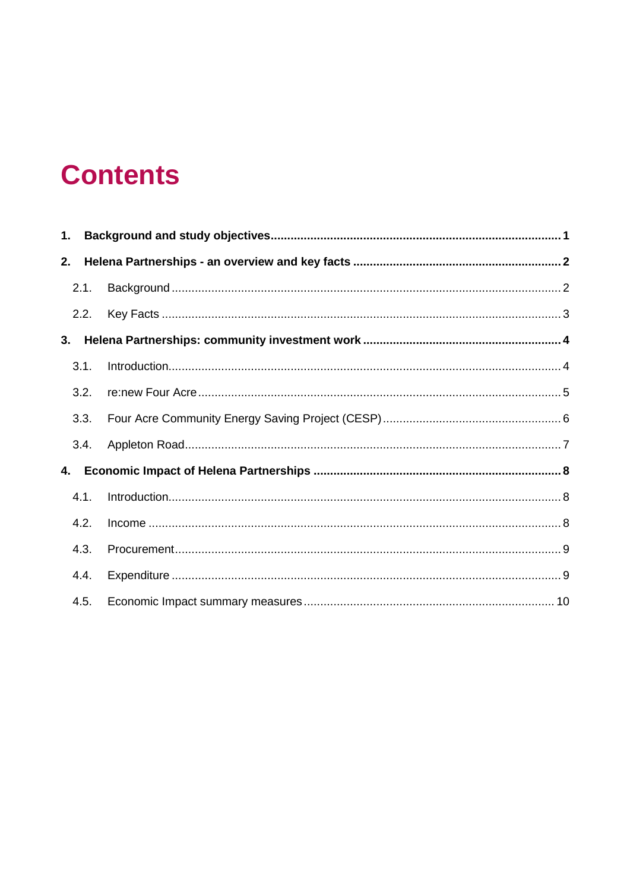# Contents

**1. Background and study objectives** ..................................................................................... **1**

**2. Helena Partnerships - an overview and key facts** ............................................................ **2**

2.1. Background ..................................................................................................................... 2

2.2. Key Facts ........................................................................................................................ 3

**3. Helena Partnerships: community investment work** ......................................................... **4**

3.1. Introduction ...................................................................................................................... 4

3.2. re:new Four Acre ............................................................................................................ 5

3.3. Four Acre Community Energy Saving Project (CESP) ...................................................... 6

3.4. Appleton Road ................................................................................................................. 7

**4. Economic Impact of Helena Partnerships** ........................................................................ **8**

4.1. Introduction ...................................................................................................................... 8

4.2. Income ............................................................................................................................ 8

4.3. Procurement .................................................................................................................... 9

4.4. Expenditure ..................................................................................................................... 9

4.5. Economic Impact summary measures ........................................................................... 10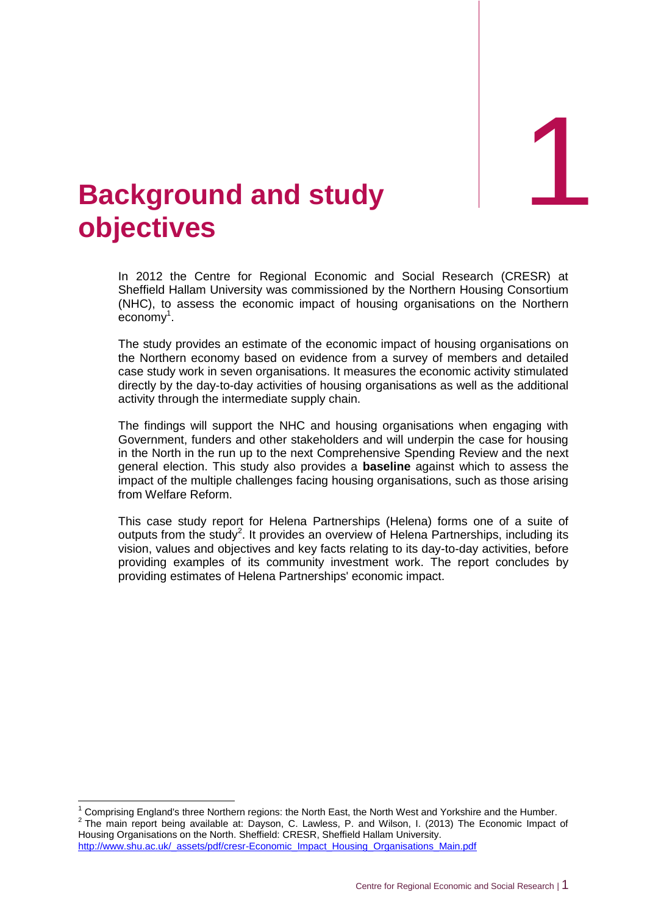# 1 Background and study objectives

In 2012 the Centre for Regional Economic and Social Research (CRESR) at Sheffield Hallam University was commissioned by the Northern Housing Consortium (NHC), to assess the economic impact of housing organisations on the Northern economy[1].

The study provides an estimate of the economic impact of housing organisations on the Northern economy based on evidence from a survey of members and detailed case study work in seven organisations. It measures the economic activity stimulated directly by the day-to-day activities of housing organisations as well as the additional activity through the intermediate supply chain.

The findings will support the NHC and housing organisations when engaging with Government, funders and other stakeholders and will underpin the case for housing in the North in the run up to the next Comprehensive Spending Review and the next general election. This study also provides a **baseline** against which to assess the impact of the multiple challenges facing housing organisations, such as those arising from Welfare Reform.

This case study report for Helena Partnerships (Helena) forms one of a suite of outputs from the study[2]. It provides an overview of Helena Partnerships, including its vision, values and objectives and key facts relating to its day-to-day activities, before providing examples of its community investment work. The report concludes by providing estimates of Helena Partnerships' economic impact.

---

[1] Comprising England's three Northern regions: the North East, the North West and Yorkshire and the Humber.

[2] The main report being available at: Dayson, C. Lawless, P. and Wilson, I. (2013) The Economic Impact of Housing Organisations on the North. Sheffield: CRESR, Sheffield Hallam University. http://www.shu.ac.uk/_assets/pdf/cresr-Economic_Impact_Housing_Organisations_Main.pdf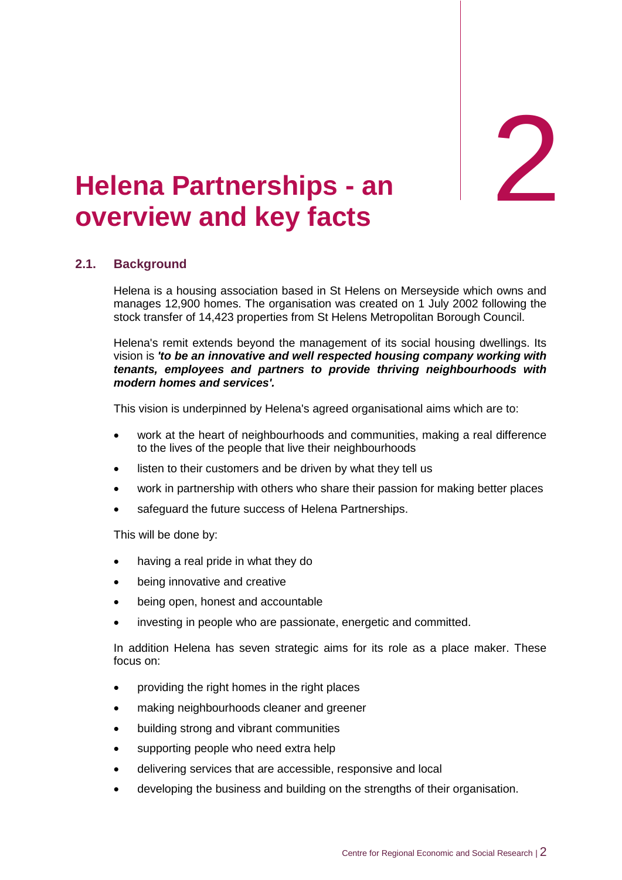# 2 Helena Partnerships - an overview and key facts

## 2.1. Background

Helena is a housing association based in St Helens on Merseyside which owns and manages 12,900 homes. The organisation was created on 1 July 2002 following the stock transfer of 14,423 properties from St Helens Metropolitan Borough Council.

Helena's remit extends beyond the management of its social housing dwellings. Its vision is ***'to be an innovative and well respected housing company working with tenants, employees and partners to provide thriving neighbourhoods with modern homes and services'.***

This vision is underpinned by Helena's agreed organisational aims which are to:

- work at the heart of neighbourhoods and communities, making a real difference to the lives of the people that live their neighbourhoods
- listen to their customers and be driven by what they tell us
- work in partnership with others who share their passion for making better places
- safeguard the future success of Helena Partnerships.

This will be done by:

- having a real pride in what they do
- being innovative and creative
- being open, honest and accountable
- investing in people who are passionate, energetic and committed.

In addition Helena has seven strategic aims for its role as a place maker. These focus on:

- providing the right homes in the right places
- making neighbourhoods cleaner and greener
- building strong and vibrant communities
- supporting people who need extra help
- delivering services that are accessible, responsive and local
- developing the business and building on the strengths of their organisation.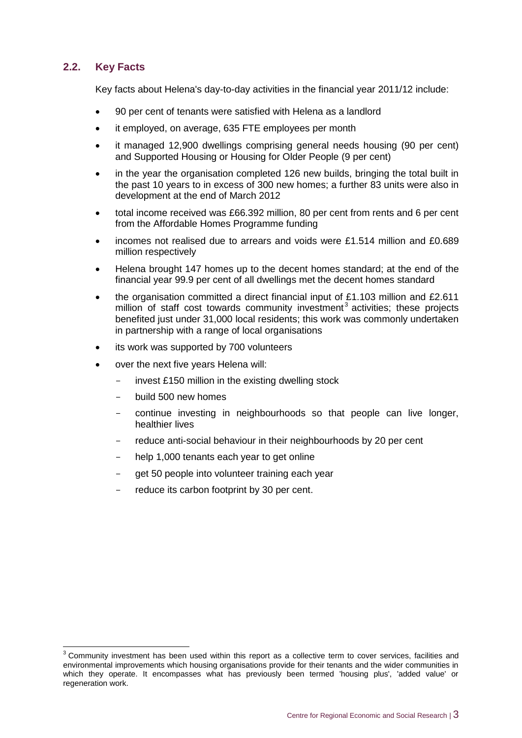## 2.2. Key Facts

Key facts about Helena's day-to-day activities in the financial year 2011/12 include:

- 90 per cent of tenants were satisfied with Helena as a landlord
- it employed, on average, 635 FTE employees per month
- it managed 12,900 dwellings comprising general needs housing (90 per cent) and Supported Housing or Housing for Older People (9 per cent)
- in the year the organisation completed 126 new builds, bringing the total built in the past 10 years to in excess of 300 new homes; a further 83 units were also in development at the end of March 2012
- total income received was £66.392 million, 80 per cent from rents and 6 per cent from the Affordable Homes Programme funding
- incomes not realised due to arrears and voids were £1.514 million and £0.689 million respectively
- Helena brought 147 homes up to the decent homes standard; at the end of the financial year 99.9 per cent of all dwellings met the decent homes standard
- the organisation committed a direct financial input of £1.103 million and £2.611 million of staff cost towards community investment[3] activities; these projects benefited just under 31,000 local residents; this work was commonly undertaken in partnership with a range of local organisations
- its work was supported by 700 volunteers
- over the next five years Helena will:
  - invest £150 million in the existing dwelling stock
  - build 500 new homes
  - continue investing in neighbourhoods so that people can live longer, healthier lives
  - reduce anti-social behaviour in their neighbourhoods by 20 per cent
  - help 1,000 tenants each year to get online
  - get 50 people into volunteer training each year
  - reduce its carbon footprint by 30 per cent.

[3] Community investment has been used within this report as a collective term to cover services, facilities and environmental improvements which housing organisations provide for their tenants and the wider communities in which they operate. It encompasses what has previously been termed 'housing plus', 'added value' or regeneration work.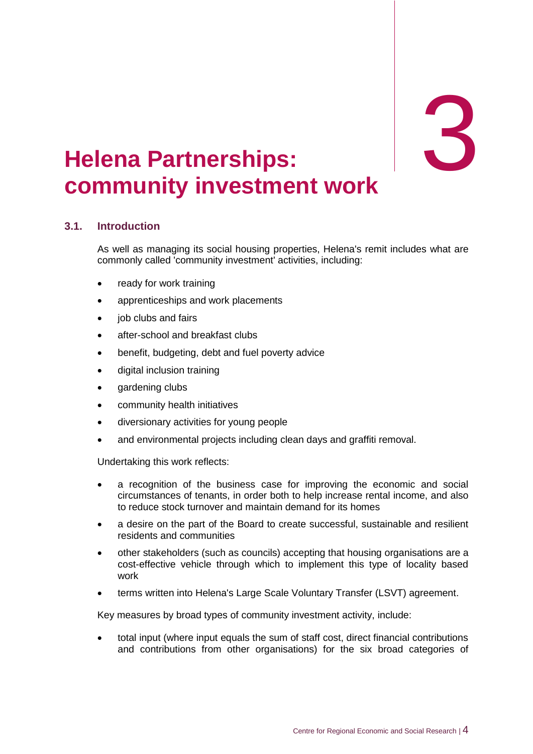# 3 Helena Partnerships: community investment work

## 3.1. Introduction

As well as managing its social housing properties, Helena's remit includes what are commonly called 'community investment' activities, including:

- ready for work training
- apprenticeships and work placements
- job clubs and fairs
- after-school and breakfast clubs
- benefit, budgeting, debt and fuel poverty advice
- digital inclusion training
- gardening clubs
- community health initiatives
- diversionary activities for young people
- and environmental projects including clean days and graffiti removal.

Undertaking this work reflects:

- a recognition of the business case for improving the economic and social circumstances of tenants, in order both to help increase rental income, and also to reduce stock turnover and maintain demand for its homes
- a desire on the part of the Board to create successful, sustainable and resilient residents and communities
- other stakeholders (such as councils) accepting that housing organisations are a cost-effective vehicle through which to implement this type of locality based work
- terms written into Helena's Large Scale Voluntary Transfer (LSVT) agreement.

Key measures by broad types of community investment activity, include:

- total input (where input equals the sum of staff cost, direct financial contributions and contributions from other organisations) for the six broad categories of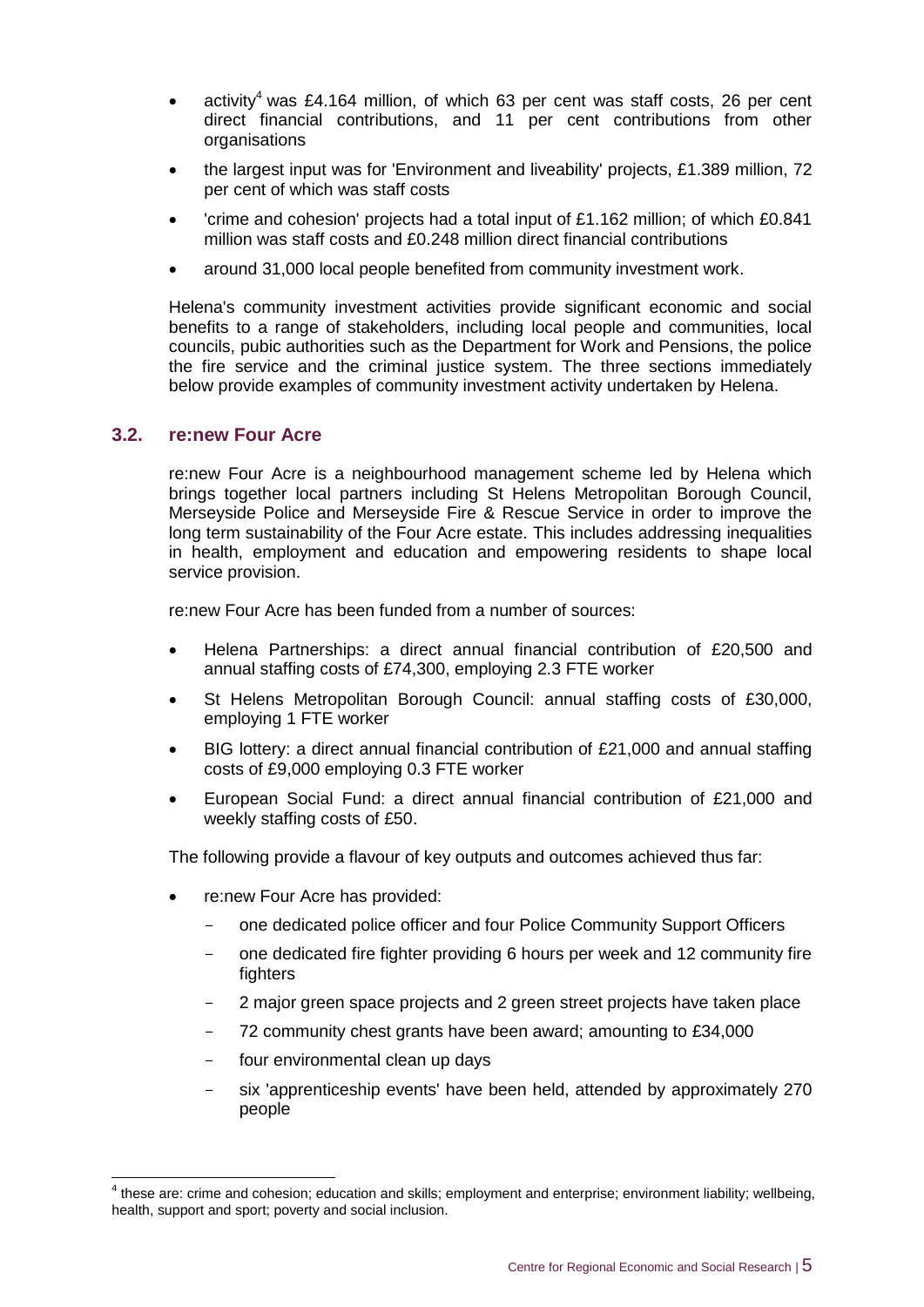- activity[4] was £4.164 million, of which 63 per cent was staff costs, 26 per cent direct financial contributions, and 11 per cent contributions from other organisations
- the largest input was for 'Environment and liveability' projects, £1.389 million, 72 per cent of which was staff costs
- 'crime and cohesion' projects had a total input of £1.162 million; of which £0.841 million was staff costs and £0.248 million direct financial contributions
- around 31,000 local people benefited from community investment work.

Helena's community investment activities provide significant economic and social benefits to a range of stakeholders, including local people and communities, local councils, pubic authorities such as the Department for Work and Pensions, the police the fire service and the criminal justice system. The three sections immediately below provide examples of community investment activity undertaken by Helena.

## 3.2. re:new Four Acre

re:new Four Acre is a neighbourhood management scheme led by Helena which brings together local partners including St Helens Metropolitan Borough Council, Merseyside Police and Merseyside Fire & Rescue Service in order to improve the long term sustainability of the Four Acre estate. This includes addressing inequalities in health, employment and education and empowering residents to shape local service provision.

re:new Four Acre has been funded from a number of sources:

- Helena Partnerships: a direct annual financial contribution of £20,500 and annual staffing costs of £74,300, employing 2.3 FTE worker
- St Helens Metropolitan Borough Council: annual staffing costs of £30,000, employing 1 FTE worker
- BIG lottery: a direct annual financial contribution of £21,000 and annual staffing costs of £9,000 employing 0.3 FTE worker
- European Social Fund: a direct annual financial contribution of £21,000 and weekly staffing costs of £50.

The following provide a flavour of key outputs and outcomes achieved thus far:

- re:new Four Acre has provided:
  - one dedicated police officer and four Police Community Support Officers
  - one dedicated fire fighter providing 6 hours per week and 12 community fire fighters
  - 2 major green space projects and 2 green street projects have taken place
  - 72 community chest grants have been award; amounting to £34,000
  - four environmental clean up days
  - six 'apprenticeship events' have been held, attended by approximately 270 people

[4] these are: crime and cohesion; education and skills; employment and enterprise; environment liability; wellbeing, health, support and sport; poverty and social inclusion.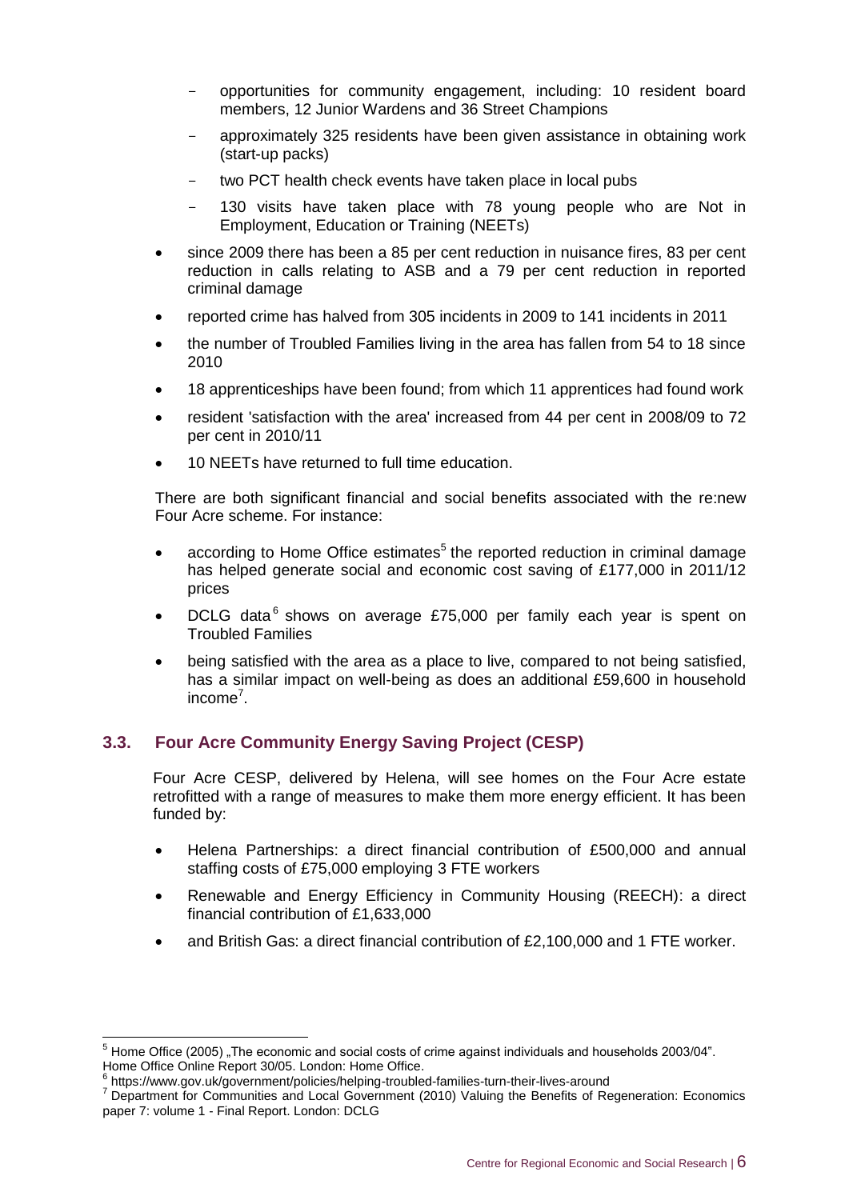- opportunities for community engagement, including: 10 resident board members, 12 Junior Wardens and 36 Street Champions
  - approximately 325 residents have been given assistance in obtaining work (start-up packs)
  - two PCT health check events have taken place in local pubs
  - 130 visits have taken place with 78 young people who are Not in Employment, Education or Training (NEETs)
- since 2009 there has been a 85 per cent reduction in nuisance fires, 83 per cent reduction in calls relating to ASB and a 79 per cent reduction in reported criminal damage
- reported crime has halved from 305 incidents in 2009 to 141 incidents in 2011
- the number of Troubled Families living in the area has fallen from 54 to 18 since 2010
- 18 apprenticeships have been found; from which 11 apprentices had found work
- resident 'satisfaction with the area' increased from 44 per cent in 2008/09 to 72 per cent in 2010/11
- 10 NEETs have returned to full time education.

There are both significant financial and social benefits associated with the re:new Four Acre scheme. For instance:

- according to Home Office estimates[5] the reported reduction in criminal damage has helped generate social and economic cost saving of £177,000 in 2011/12 prices
- DCLG data[6] shows on average £75,000 per family each year is spent on Troubled Families
- being satisfied with the area as a place to live, compared to not being satisfied, has a similar impact on well-being as does an additional £59,600 in household income[7].

### 3.3. Four Acre Community Energy Saving Project (CESP)

Four Acre CESP, delivered by Helena, will see homes on the Four Acre estate retrofitted with a range of measures to make them more energy efficient. It has been funded by:

- Helena Partnerships: a direct financial contribution of £500,000 and annual staffing costs of £75,000 employing 3 FTE workers
- Renewable and Energy Efficiency in Community Housing (REECH): a direct financial contribution of £1,633,000
- and British Gas: a direct financial contribution of £2,100,000 and 1 FTE worker.

---

[5] Home Office (2005) „The economic and social costs of crime against individuals and households 2003/04". Home Office Online Report 30/05. London: Home Office.

[6] https://www.gov.uk/government/policies/helping-troubled-families-turn-their-lives-around

[7] Department for Communities and Local Government (2010) Valuing the Benefits of Regeneration: Economics paper 7: volume 1 - Final Report. London: DCLG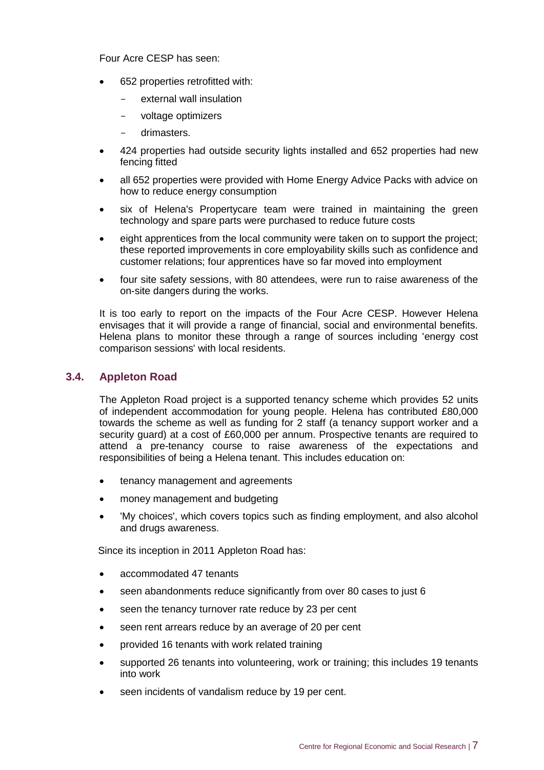Four Acre CESP has seen:

- 652 properties retrofitted with:
  - external wall insulation
  - voltage optimizers
  - drimasters.
- 424 properties had outside security lights installed and 652 properties had new fencing fitted
- all 652 properties were provided with Home Energy Advice Packs with advice on how to reduce energy consumption
- six of Helena's Propertycare team were trained in maintaining the green technology and spare parts were purchased to reduce future costs
- eight apprentices from the local community were taken on to support the project; these reported improvements in core employability skills such as confidence and customer relations; four apprentices have so far moved into employment
- four site safety sessions, with 80 attendees, were run to raise awareness of the on-site dangers during the works.

It is too early to report on the impacts of the Four Acre CESP. However Helena envisages that it will provide a range of financial, social and environmental benefits. Helena plans to monitor these through a range of sources including 'energy cost comparison sessions' with local residents.

### 3.4. Appleton Road

The Appleton Road project is a supported tenancy scheme which provides 52 units of independent accommodation for young people. Helena has contributed £80,000 towards the scheme as well as funding for 2 staff (a tenancy support worker and a security guard) at a cost of £60,000 per annum. Prospective tenants are required to attend a pre-tenancy course to raise awareness of the expectations and responsibilities of being a Helena tenant. This includes education on:

- tenancy management and agreements
- money management and budgeting
- 'My choices', which covers topics such as finding employment, and also alcohol and drugs awareness.

Since its inception in 2011 Appleton Road has:

- accommodated 47 tenants
- seen abandonments reduce significantly from over 80 cases to just 6
- seen the tenancy turnover rate reduce by 23 per cent
- seen rent arrears reduce by an average of 20 per cent
- provided 16 tenants with work related training
- supported 26 tenants into volunteering, work or training; this includes 19 tenants into work
- seen incidents of vandalism reduce by 19 per cent.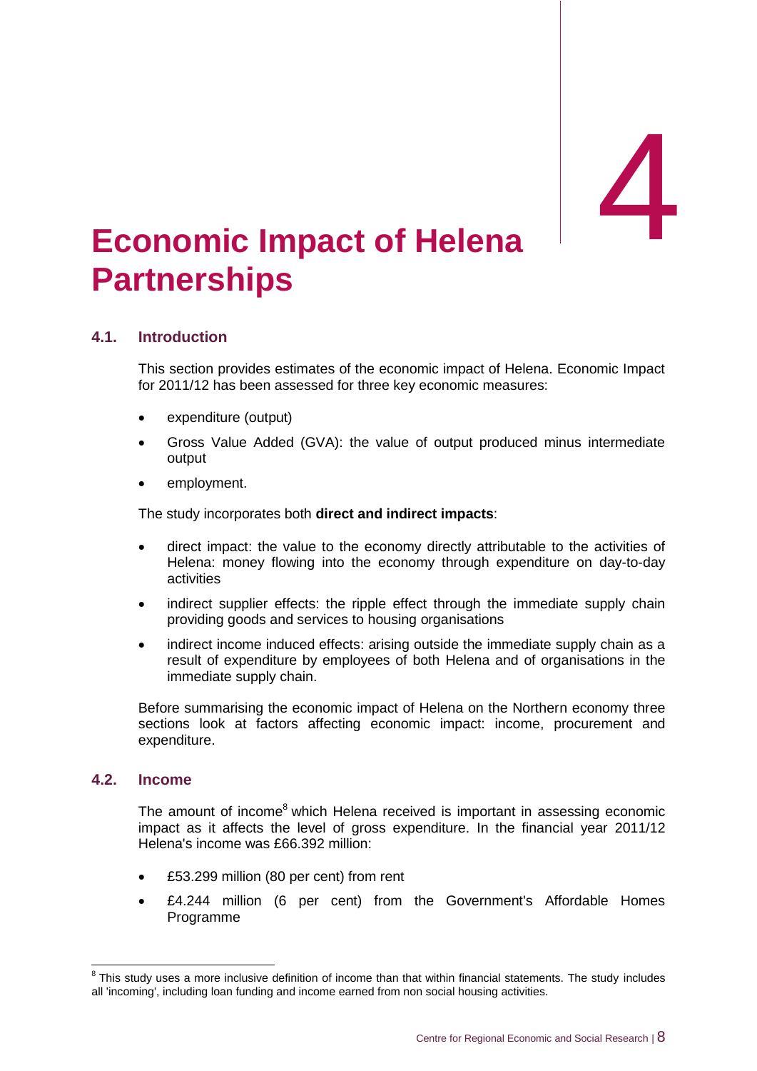# 4 Economic Impact of Helena Partnerships

## 4.1. Introduction

This section provides estimates of the economic impact of Helena. Economic Impact for 2011/12 has been assessed for three key economic measures:

- expenditure (output)
- Gross Value Added (GVA): the value of output produced minus intermediate output
- employment.

The study incorporates both **direct and indirect impacts**:

- direct impact: the value to the economy directly attributable to the activities of Helena: money flowing into the economy through expenditure on day-to-day activities
- indirect supplier effects: the ripple effect through the immediate supply chain providing goods and services to housing organisations
- indirect income induced effects: arising outside the immediate supply chain as a result of expenditure by employees of both Helena and of organisations in the immediate supply chain.

Before summarising the economic impact of Helena on the Northern economy three sections look at factors affecting economic impact: income, procurement and expenditure.

## 4.2. Income

The amount of income[8] which Helena received is important in assessing economic impact as it affects the level of gross expenditure. In the financial year 2011/12 Helena's income was £66.392 million:

- £53.299 million (80 per cent) from rent
- £4.244 million (6 per cent) from the Government's Affordable Homes Programme

[8] This study uses a more inclusive definition of income than that within financial statements. The study includes all 'incoming', including loan funding and income earned from non social housing activities.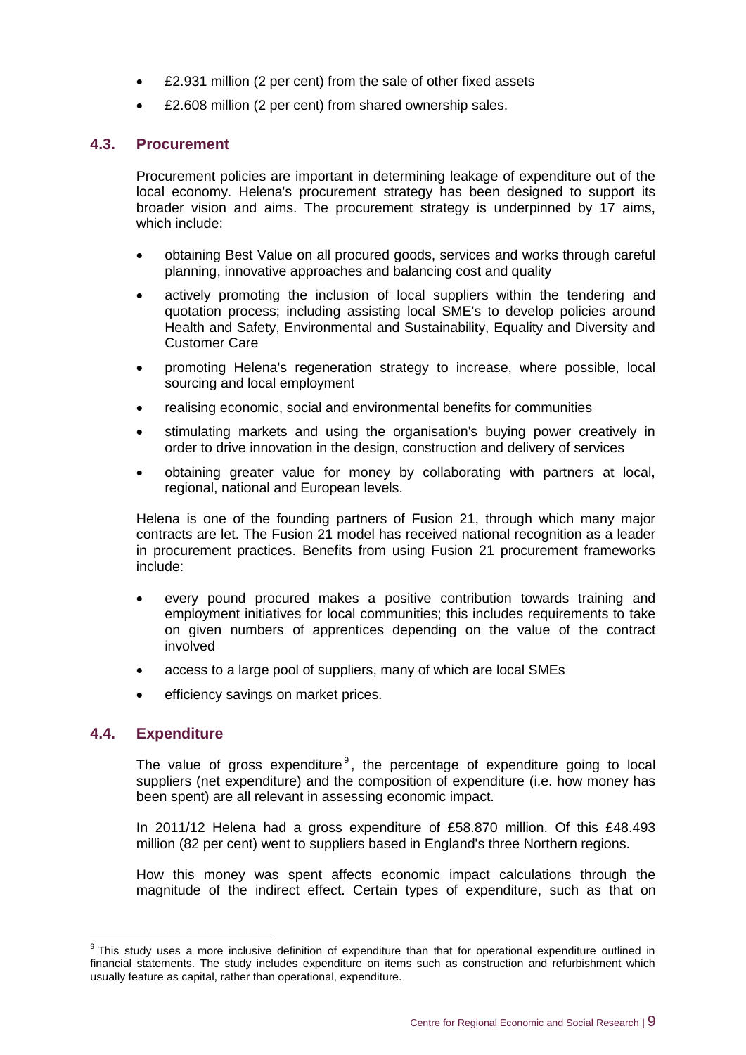- £2.931 million (2 per cent) from the sale of other fixed assets
- £2.608 million (2 per cent) from shared ownership sales.

### 4.3. Procurement

Procurement policies are important in determining leakage of expenditure out of the local economy. Helena's procurement strategy has been designed to support its broader vision and aims. The procurement strategy is underpinned by 17 aims, which include:

- obtaining Best Value on all procured goods, services and works through careful planning, innovative approaches and balancing cost and quality
- actively promoting the inclusion of local suppliers within the tendering and quotation process; including assisting local SME's to develop policies around Health and Safety, Environmental and Sustainability, Equality and Diversity and Customer Care
- promoting Helena's regeneration strategy to increase, where possible, local sourcing and local employment
- realising economic, social and environmental benefits for communities
- stimulating markets and using the organisation's buying power creatively in order to drive innovation in the design, construction and delivery of services
- obtaining greater value for money by collaborating with partners at local, regional, national and European levels.

Helena is one of the founding partners of Fusion 21, through which many major contracts are let. The Fusion 21 model has received national recognition as a leader in procurement practices. Benefits from using Fusion 21 procurement frameworks include:

- every pound procured makes a positive contribution towards training and employment initiatives for local communities; this includes requirements to take on given numbers of apprentices depending on the value of the contract involved
- access to a large pool of suppliers, many of which are local SMEs
- efficiency savings on market prices.

### 4.4. Expenditure

The value of gross expenditure[9], the percentage of expenditure going to local suppliers (net expenditure) and the composition of expenditure (i.e. how money has been spent) are all relevant in assessing economic impact.

In 2011/12 Helena had a gross expenditure of £58.870 million. Of this £48.493 million (82 per cent) went to suppliers based in England's three Northern regions.

How this money was spent affects economic impact calculations through the magnitude of the indirect effect. Certain types of expenditure, such as that on

[9] This study uses a more inclusive definition of expenditure than that for operational expenditure outlined in financial statements. The study includes expenditure on items such as construction and refurbishment which usually feature as capital, rather than operational, expenditure.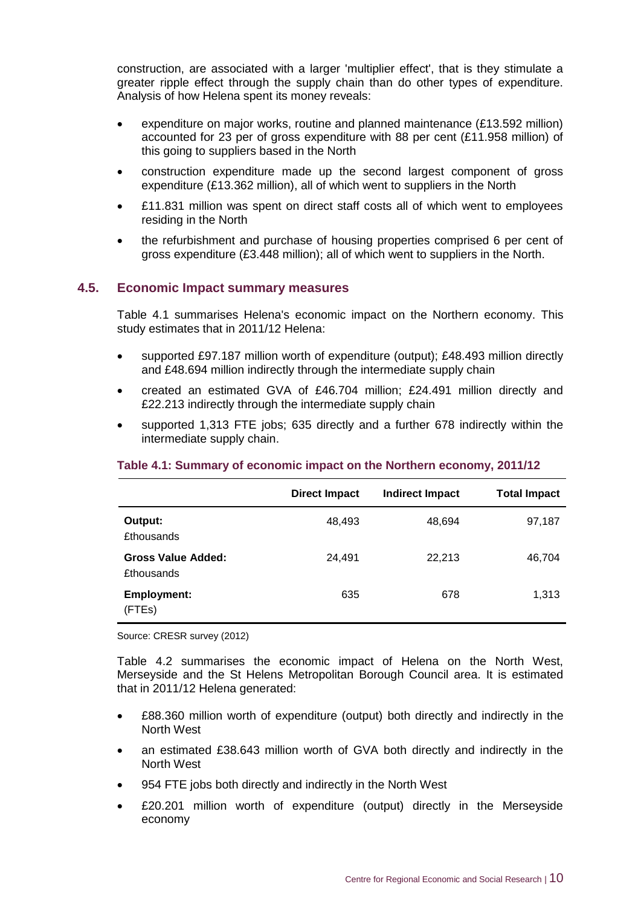construction, are associated with a larger 'multiplier effect', that is they stimulate a greater ripple effect through the supply chain than do other types of expenditure. Analysis of how Helena spent its money reveals:

- expenditure on major works, routine and planned maintenance (£13.592 million) accounted for 23 per of gross expenditure with 88 per cent (£11.958 million) of this going to suppliers based in the North
- construction expenditure made up the second largest component of gross expenditure (£13.362 million), all of which went to suppliers in the North
- £11.831 million was spent on direct staff costs all of which went to employees residing in the North
- the refurbishment and purchase of housing properties comprised 6 per cent of gross expenditure (£3.448 million); all of which went to suppliers in the North.

## 4.5. Economic Impact summary measures

Table 4.1 summarises Helena's economic impact on the Northern economy. This study estimates that in 2011/12 Helena:

- supported £97.187 million worth of expenditure (output); £48.493 million directly and £48.694 million indirectly through the intermediate supply chain
- created an estimated GVA of £46.704 million; £24.491 million directly and £22.213 indirectly through the intermediate supply chain
- supported 1,313 FTE jobs; 635 directly and a further 678 indirectly within the intermediate supply chain.

**Table 4.1: Summary of economic impact on the Northern economy, 2011/12**

| | Direct Impact | Indirect Impact | Total Impact |
|---|---|---|---|
| **Output:** £thousands | 48,493 | 48,694 | 97,187 |
| **Gross Value Added:** £thousands | 24,491 | 22,213 | 46,704 |
| **Employment:** (FTEs) | 635 | 678 | 1,313 |

Source: CRESR survey (2012)

Table 4.2 summarises the economic impact of Helena on the North West, Merseyside and the St Helens Metropolitan Borough Council area. It is estimated that in 2011/12 Helena generated:

- £88.360 million worth of expenditure (output) both directly and indirectly in the North West
- an estimated £38.643 million worth of GVA both directly and indirectly in the North West
- 954 FTE jobs both directly and indirectly in the North West
- £20.201 million worth of expenditure (output) directly in the Merseyside economy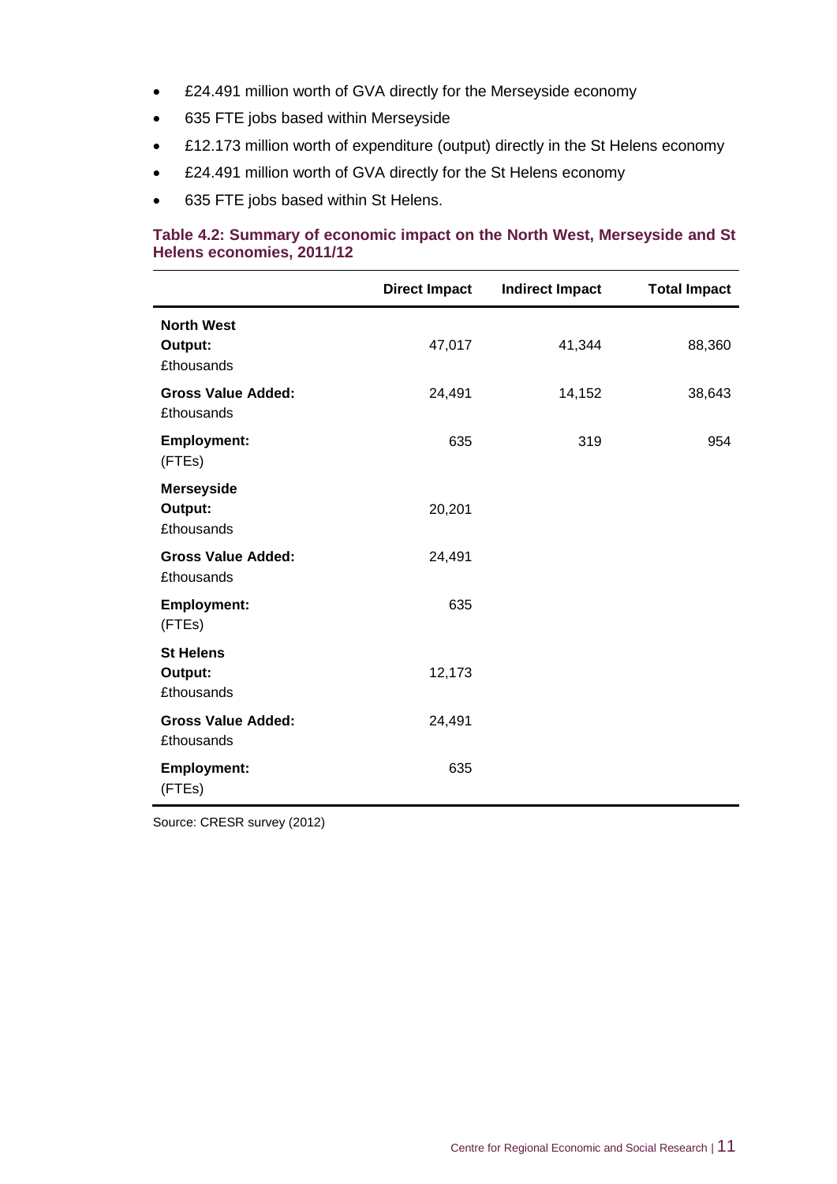- £24.491 million worth of GVA directly for the Merseyside economy
- 635 FTE jobs based within Merseyside
- £12.173 million worth of expenditure (output) directly in the St Helens economy
- £24.491 million worth of GVA directly for the St Helens economy
- 635 FTE jobs based within St Helens.

**Table 4.2: Summary of economic impact on the North West, Merseyside and St Helens economies, 2011/12**

| | Direct Impact | Indirect Impact | Total Impact |
|---|---|---|---|
| **North West** **Output:** £thousands | 47,017 | 41,344 | 88,360 |
| **Gross Value Added:** £thousands | 24,491 | 14,152 | 38,643 |
| **Employment:** (FTEs) | 635 | 319 | 954 |
| **Merseyside** **Output:** £thousands | 20,201 | | |
| **Gross Value Added:** £thousands | 24,491 | | |
| **Employment:** (FTEs) | 635 | | |
| **St Helens** **Output:** £thousands | 12,173 | | |
| **Gross Value Added:** £thousands | 24,491 | | |
| **Employment:** (FTEs) | 635 | | |

Source: CRESR survey (2012)